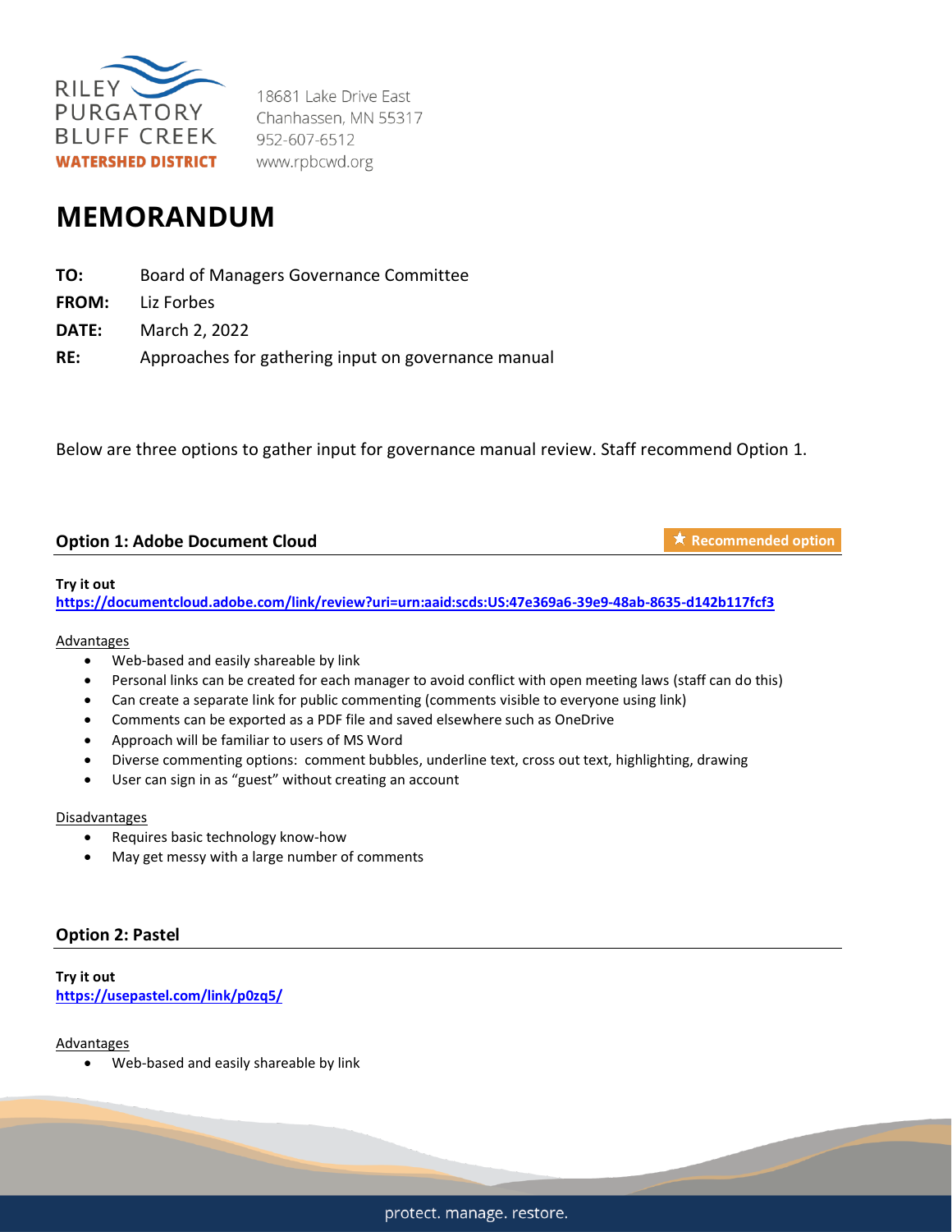RILEY PURGATORY BLUFF CREEK WATERSHED DISTRICT

18681 Lake Drive East
Chanhassen, MN 55317
952-607-6512
www.rpbcwd.org

# MEMORANDUM

**TO:** Board of Managers Governance Committee
**FROM:** Liz Forbes
**DATE:** March 2, 2022
**RE:** Approaches for gathering input on governance manual

Below are three options to gather input for governance manual review. Staff recommend Option 1.

## Option 1: Adobe Document Cloud

★ Recommended option

**Try it out**
[https://documentcloud.adobe.com/link/review?uri=urn:aaid:scds:US:47e369a6-39e9-48ab-8635-d142b117fcf3](https://documentcloud.adobe.com/link/review?uri=urn:aaid:scds:US:47e369a6-39e9-48ab-8635-d142b117fcf3)

Advantages

- Web-based and easily shareable by link
- Personal links can be created for each manager to avoid conflict with open meeting laws (staff can do this)
- Can create a separate link for public commenting (comments visible to everyone using link)
- Comments can be exported as a PDF file and saved elsewhere such as OneDrive
- Approach will be familiar to users of MS Word
- Diverse commenting options: comment bubbles, underline text, cross out text, highlighting, drawing
- User can sign in as "guest" without creating an account

Disadvantages

- Requires basic technology know-how
- May get messy with a large number of comments

## Option 2: Pastel

**Try it out**
[https://usepastel.com/link/p0zq5/](https://usepastel.com/link/p0zq5/)

Advantages

- Web-based and easily shareable by link

protect. manage. restore.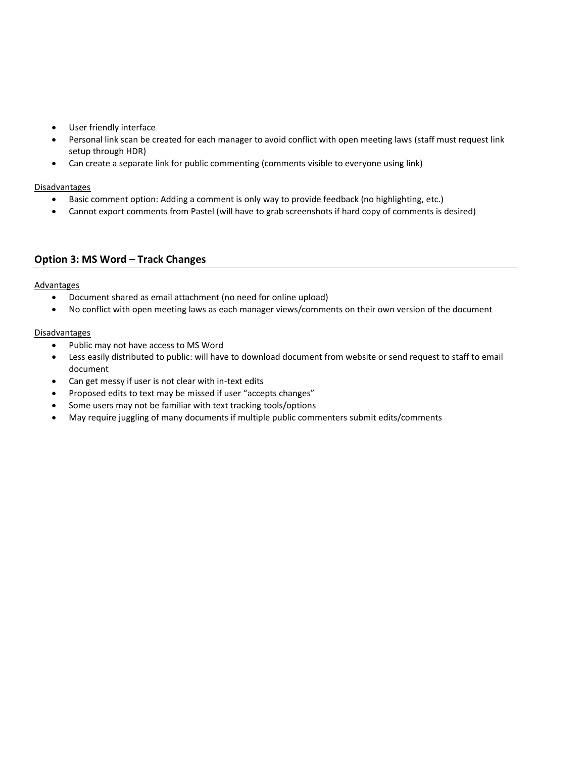- User friendly interface
- Personal link scan be created for each manager to avoid conflict with open meeting laws (staff must request link setup through HDR)
- Can create a separate link for public commenting (comments visible to everyone using link)

Disadvantages

- Basic comment option: Adding a comment is only way to provide feedback (no highlighting, etc.)
- Cannot export comments from Pastel (will have to grab screenshots if hard copy of comments is desired)

## Option 3: MS Word – Track Changes

Advantages

- Document shared as email attachment (no need for online upload)
- No conflict with open meeting laws as each manager views/comments on their own version of the document

Disadvantages

- Public may not have access to MS Word
- Less easily distributed to public: will have to download document from website or send request to staff to email document
- Can get messy if user is not clear with in-text edits
- Proposed edits to text may be missed if user "accepts changes"
- Some users may not be familiar with text tracking tools/options
- May require juggling of many documents if multiple public commenters submit edits/comments